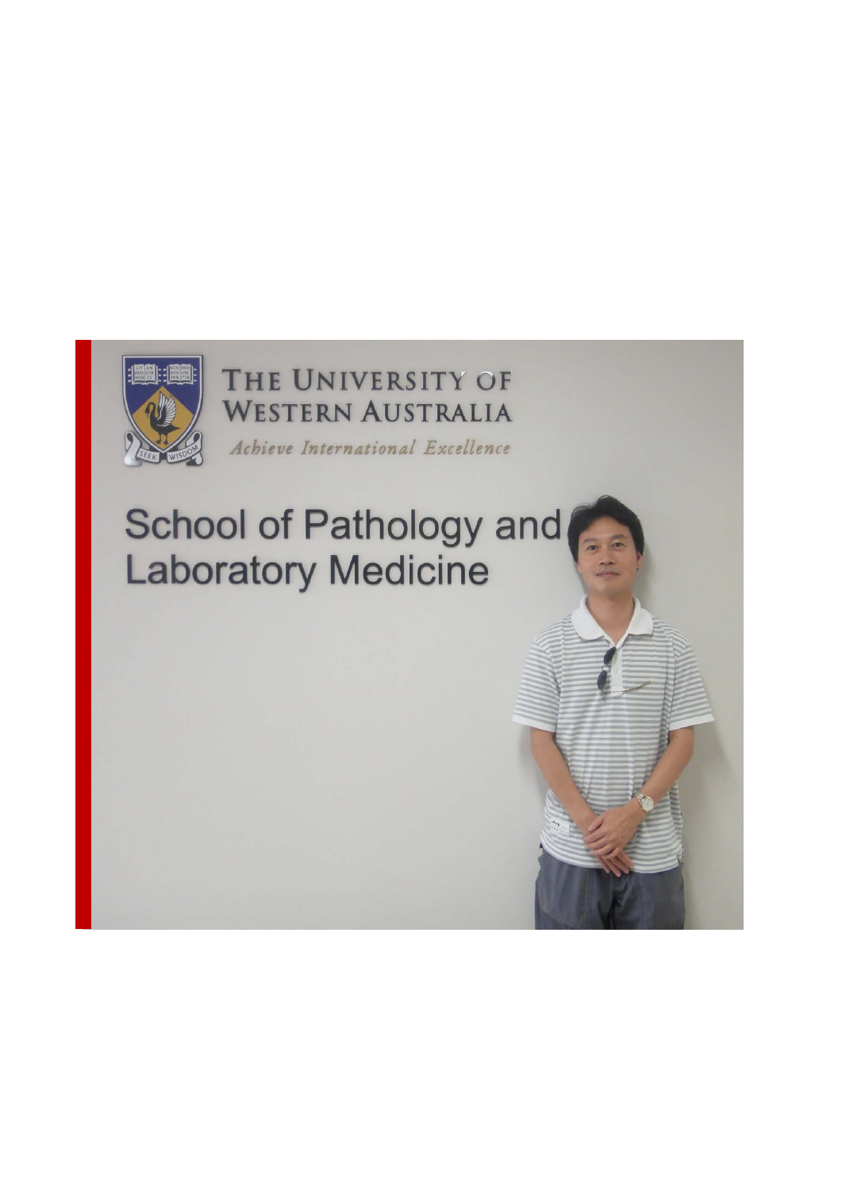THE UNIVERSITY OF WESTERN AUSTRALIA

*Achieve International Excellence*

# School of Pathology and Laboratory Medicine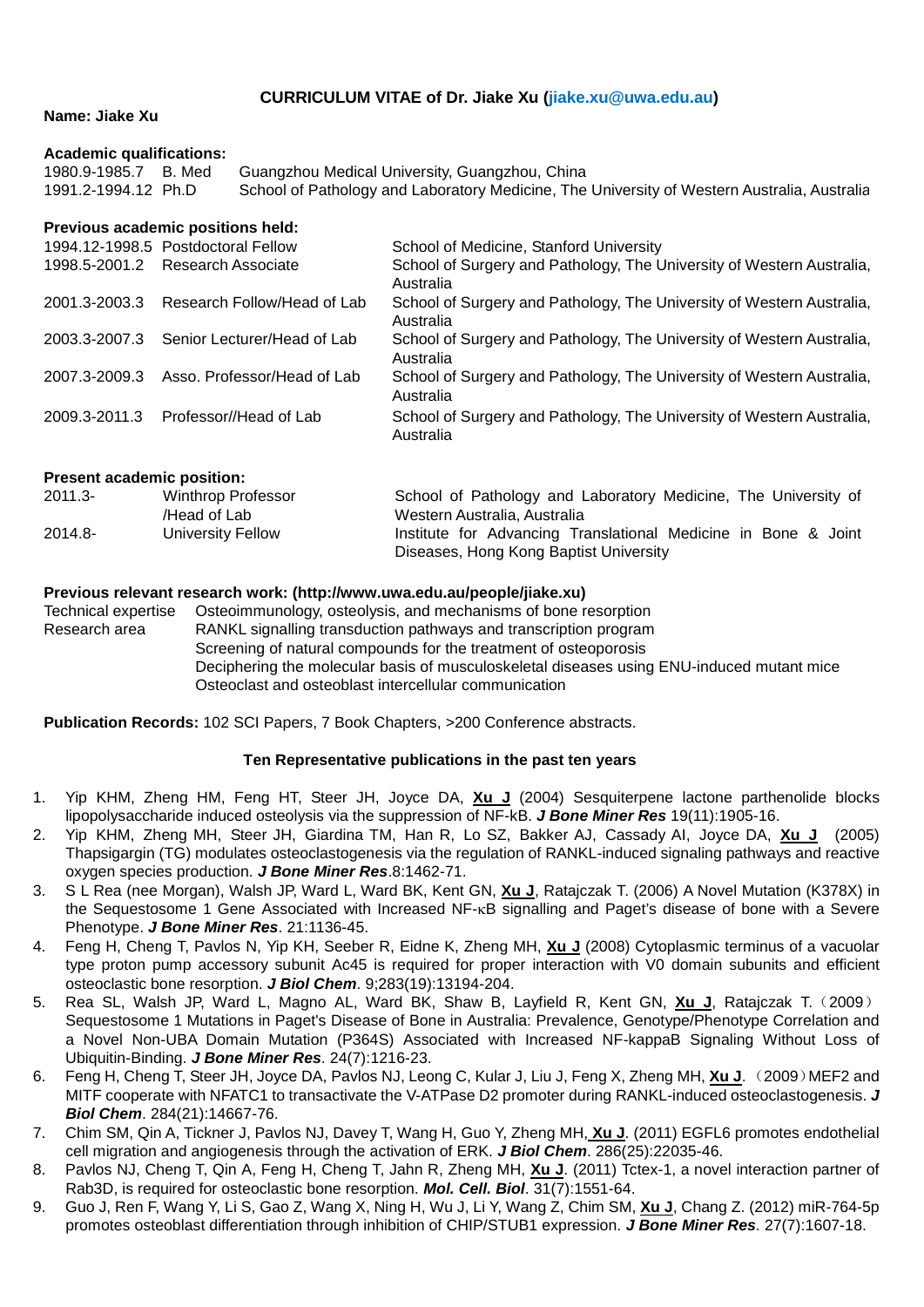# CURRICULUM VITAE of Dr. Jiake Xu (jiake.xu@uwa.edu.au)

**Name: Jiake Xu**

**Academic qualifications:**

| | | |
|---|---|---|
| 1980.9-1985.7 | B. Med | Guangzhou Medical University, Guangzhou, China |
| 1991.2-1994.12 | Ph.D | School of Pathology and Laboratory Medicine, The University of Western Australia, Australia |

**Previous academic positions held:**

| | | |
|---|---|---|
| 1994.12-1998.5 | Postdoctoral Fellow | School of Medicine, Stanford University |
| 1998.5-2001.2 | Research Associate | School of Surgery and Pathology, The University of Western Australia, Australia |
| 2001.3-2003.3 | Research Follow/Head of Lab | School of Surgery and Pathology, The University of Western Australia, Australia |
| 2003.3-2007.3 | Senior Lecturer/Head of Lab | School of Surgery and Pathology, The University of Western Australia, Australia |
| 2007.3-2009.3 | Asso. Professor/Head of Lab | School of Surgery and Pathology, The University of Western Australia, Australia |
| 2009.3-2011.3 | Professor//Head of Lab | School of Surgery and Pathology, The University of Western Australia, Australia |

**Present academic position:**

| | | |
|---|---|---|
| 2011.3- | Winthrop Professor /Head of Lab | School of Pathology and Laboratory Medicine, The University of Western Australia, Australia |
| 2014.8- | University Fellow | Institute for Advancing Translational Medicine in Bone & Joint Diseases, Hong Kong Baptist University |

**Previous relevant research work: (http://www.uwa.edu.au/people/jiake.xu)**

| | |
|---|---|
| Technical expertise | Osteoimmunology, osteolysis, and mechanisms of bone resorption |
| Research area | RANKL signalling transduction pathways and transcription program |
| | Screening of natural compounds for the treatment of osteoporosis |
| | Deciphering the molecular basis of musculoskeletal diseases using ENU-induced mutant mice |
| | Osteoclast and osteoblast intercellular communication |

**Publication Records:** 102 SCI Papers, 7 Book Chapters, >200 Conference abstracts.

**Ten Representative publications in the past ten years**

1. Yip KHM, Zheng HM, Feng HT, Steer JH, Joyce DA, **Xu J** (2004) Sesquiterpene lactone parthenolide blocks lipopolysaccharide induced osteolysis via the suppression of NF-kB. ***J Bone Miner Res*** 19(11):1905-16.
2. Yip KHM, Zheng MH, Steer JH, Giardina TM, Han R, Lo SZ, Bakker AJ, Cassady AI, Joyce DA, **Xu J** (2005) Thapsigargin (TG) modulates osteoclastogenesis via the regulation of RANKL-induced signaling pathways and reactive oxygen species production. ***J Bone Miner Res***.8:1462-71.
3. S L Rea (nee Morgan), Walsh JP, Ward L, Ward BK, Kent GN, **Xu J**, Ratajczak T. (2006) A Novel Mutation (K378X) in the Sequestosome 1 Gene Associated with Increased NF-κB signalling and Paget's disease of bone with a Severe Phenotype. ***J Bone Miner Res***. 21:1136-45.
4. Feng H, Cheng T, Pavlos N, Yip KH, Seeber R, Eidne K, Zheng MH, **Xu J** (2008) Cytoplasmic terminus of a vacuolar type proton pump accessory subunit Ac45 is required for proper interaction with V0 domain subunits and efficient osteoclastic bone resorption. ***J Biol Chem***. 9;283(19):13194-204.
5. Rea SL, Walsh JP, Ward L, Magno AL, Ward BK, Shaw B, Layfield R, Kent GN, **Xu J**, Ratajczak T.（2009）Sequestosome 1 Mutations in Paget's Disease of Bone in Australia: Prevalence, Genotype/Phenotype Correlation and a Novel Non-UBA Domain Mutation (P364S) Associated with Increased NF-kappaB Signaling Without Loss of Ubiquitin-Binding. ***J Bone Miner Res***. 24(7):1216-23.
6. Feng H, Cheng T, Steer JH, Joyce DA, Pavlos NJ, Leong C, Kular J, Liu J, Feng X, Zheng MH, **Xu J**.（2009）MEF2 and MITF cooperate with NFATC1 to transactivate the V-ATPase D2 promoter during RANKL-induced osteoclastogenesis. ***J Biol Chem***. 284(21):14667-76.
7. Chim SM, Qin A, Tickner J, Pavlos NJ, Davey T, Wang H, Guo Y, Zheng MH, **Xu J**. (2011) EGFL6 promotes endothelial cell migration and angiogenesis through the activation of ERK. ***J Biol Chem***. 286(25):22035-46.
8. Pavlos NJ, Cheng T, Qin A, Feng H, Cheng T, Jahn R, Zheng MH, **Xu J**. (2011) Tctex-1, a novel interaction partner of Rab3D, is required for osteoclastic bone resorption. ***Mol. Cell. Biol***. 31(7):1551-64.
9. Guo J, Ren F, Wang Y, Li S, Gao Z, Wang X, Ning H, Wu J, Li Y, Wang Z, Chim SM, **Xu J**, Chang Z. (2012) miR-764-5p promotes osteoblast differentiation through inhibition of CHIP/STUB1 expression. ***J Bone Miner Res***. 27(7):1607-18.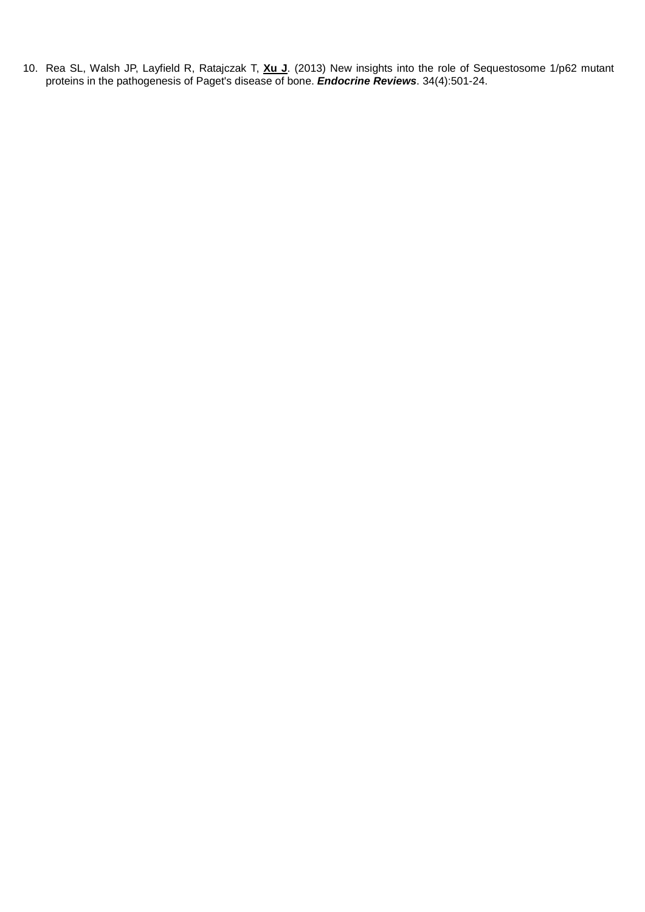10. Rea SL, Walsh JP, Layfield R, Ratajczak T, **Xu J**. (2013) New insights into the role of Sequestosome 1/p62 mutant proteins in the pathogenesis of Paget's disease of bone. ***Endocrine Reviews***. 34(4):501-24.